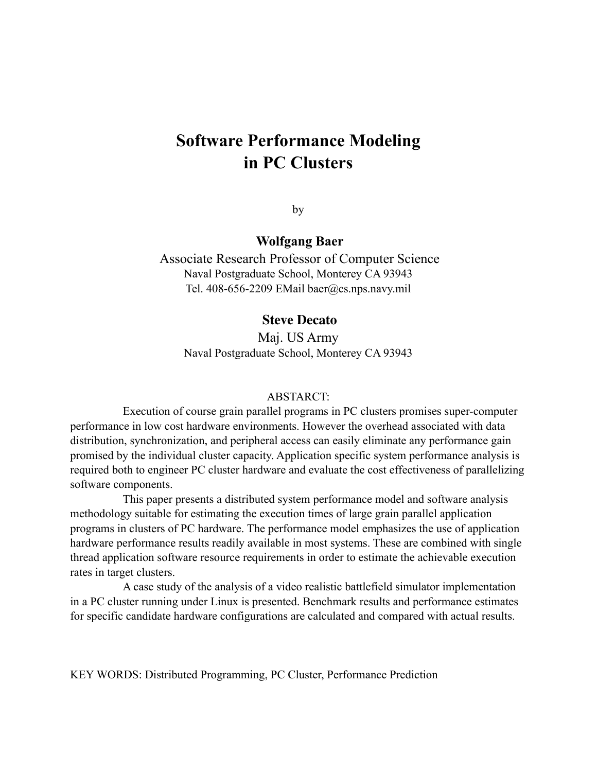# Software Performance Modeling in PC Clusters

by

**Wolfgang Baer**

Associate Research Professor of Computer Science
Naval Postgraduate School, Monterey CA 93943
Tel. 408-656-2209 EMail baer@cs.nps.navy.mil

**Steve Decato**

Maj. US Army
Naval Postgraduate School, Monterey CA 93943

ABSTARCT:

Execution of course grain parallel programs in PC clusters promises super-computer performance in low cost hardware environments. However the overhead associated with data distribution, synchronization, and peripheral access can easily eliminate any performance gain promised by the individual cluster capacity. Application specific system performance analysis is required both to engineer PC cluster hardware and evaluate the cost effectiveness of parallelizing software components.

This paper presents a distributed system performance model and software analysis methodology suitable for estimating the execution times of large grain parallel application programs in clusters of PC hardware. The performance model emphasizes the use of application hardware performance results readily available in most systems. These are combined with single thread application software resource requirements in order to estimate the achievable execution rates in target clusters.

A case study of the analysis of a video realistic battlefield simulator implementation in a PC cluster running under Linux is presented. Benchmark results and performance estimates for specific candidate hardware configurations are calculated and compared with actual results.

KEY WORDS: Distributed Programming, PC Cluster, Performance Prediction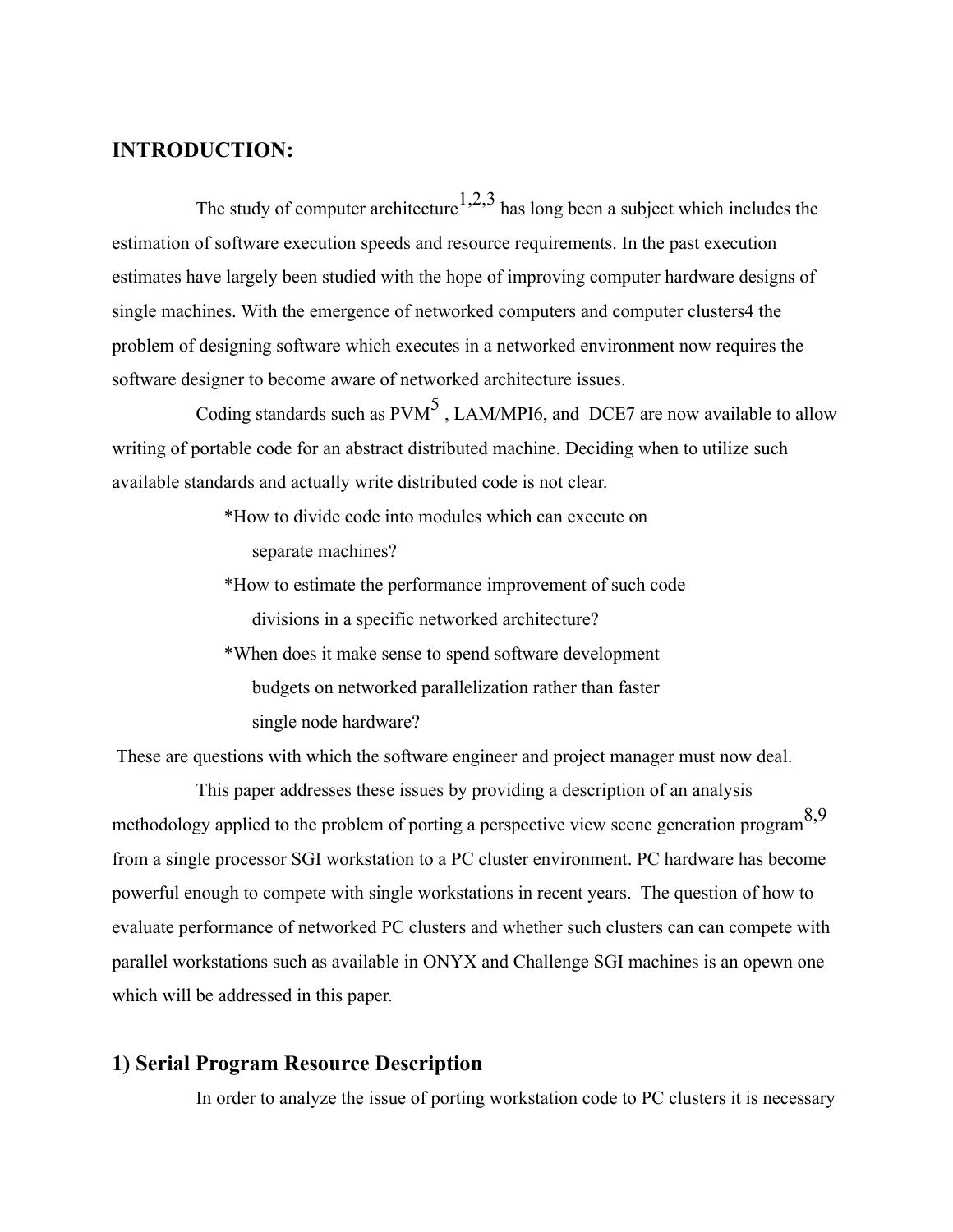## INTRODUCTION:

The study of computer architecture[1,2,3] has long been a subject which includes the estimation of software execution speeds and resource requirements. In the past execution estimates have largely been studied with the hope of improving computer hardware designs of single machines. With the emergence of networked computers and computer clusters4 the problem of designing software which executes in a networked environment now requires the software designer to become aware of networked architecture issues.

Coding standards such as PVM[5] , LAM/MPI6, and DCE7 are now available to allow writing of portable code for an abstract distributed machine. Deciding when to utilize such available standards and actually write distributed code is not clear.

*How to divide code into modules which can execute on separate machines?

*How to estimate the performance improvement of such code divisions in a specific networked architecture?

*When does it make sense to spend software development budgets on networked parallelization rather than faster single node hardware?

These are questions with which the software engineer and project manager must now deal.

This paper addresses these issues by providing a description of an analysis methodology applied to the problem of porting a perspective view scene generation program[8,9] from a single processor SGI workstation to a PC cluster environment. PC hardware has become powerful enough to compete with single workstations in recent years. The question of how to evaluate performance of networked PC clusters and whether such clusters can can compete with parallel workstations such as available in ONYX and Challenge SGI machines is an opewn one which will be addressed in this paper.

## 1) Serial Program Resource Description

In order to analyze the issue of porting workstation code to PC clusters it is necessary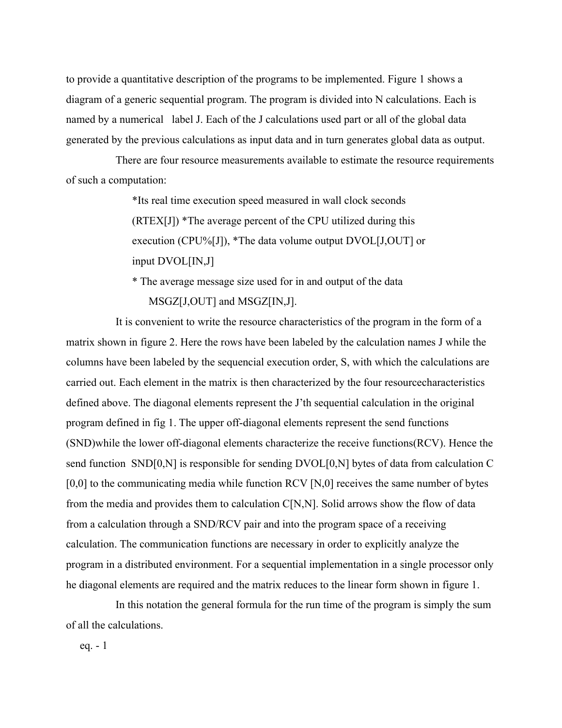to provide a quantitative description of the programs to be implemented. Figure 1 shows a diagram of a generic sequential program. The program is divided into N calculations. Each is named by a numerical label J. Each of the J calculations used part or all of the global data generated by the previous calculations as input data and in turn generates global data as output.

There are four resource measurements available to estimate the resource requirements of such a computation:

> *Its real time execution speed measured in wall clock seconds (RTEX[J]) *The average percent of the CPU utilized during this execution (CPU%[J]), *The data volume output DVOL[J,OUT] or input DVOL[IN,J]
>
> * The average message size used for in and output of the data MSGZ[J,OUT] and MSGZ[IN,J].

It is convenient to write the resource characteristics of the program in the form of a matrix shown in figure 2. Here the rows have been labeled by the calculation names J while the columns have been labeled by the sequencial execution order, S, with which the calculations are carried out. Each element in the matrix is then characterized by the four resourcecharacteristics defined above. The diagonal elements represent the J'th sequential calculation in the original program defined in fig 1. The upper off-diagonal elements represent the send functions (SND)while the lower off-diagonal elements characterize the receive functions(RCV). Hence the send function SND[0,N] is responsible for sending DVOL[0,N] bytes of data from calculation C [0,0] to the communicating media while function RCV [N,0] receives the same number of bytes from the media and provides them to calculation C[N,N]. Solid arrows show the flow of data from a calculation through a SND/RCV pair and into the program space of a receiving calculation. The communication functions are necessary in order to explicitly analyze the program in a distributed environment. For a sequential implementation in a single processor only he diagonal elements are required and the matrix reduces to the linear form shown in figure 1.

In this notation the general formula for the run time of the program is simply the sum of all the calculations.

eq. - 1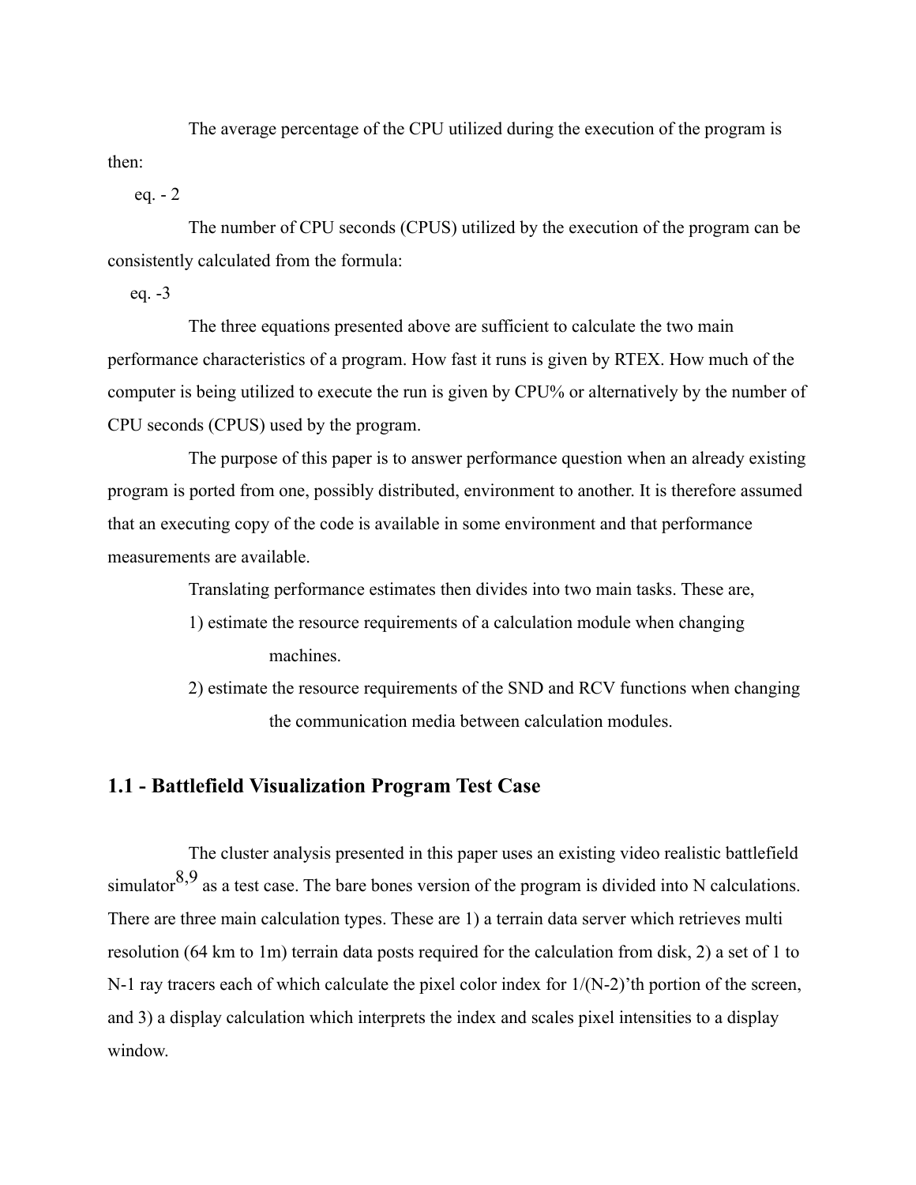The average percentage of the CPU utilized during the execution of the program is then:

eq. - 2

The number of CPU seconds (CPUS) utilized by the execution of the program can be consistently calculated from the formula:

eq. -3

The three equations presented above are sufficient to calculate the two main performance characteristics of a program. How fast it runs is given by RTEX. How much of the computer is being utilized to execute the run is given by CPU% or alternatively by the number of CPU seconds (CPUS) used by the program.

The purpose of this paper is to answer performance question when an already existing program is ported from one, possibly distributed, environment to another. It is therefore assumed that an executing copy of the code is available in some environment and that performance measurements are available.

Translating performance estimates then divides into two main tasks. These are,

1) estimate the resource requirements of a calculation module when changing machines.
2) estimate the resource requirements of the SND and RCV functions when changing the communication media between calculation modules.

## 1.1 - Battlefield Visualization Program Test Case

The cluster analysis presented in this paper uses an existing video realistic battlefield simulator[8,9] as a test case. The bare bones version of the program is divided into N calculations. There are three main calculation types. These are 1) a terrain data server which retrieves multi resolution (64 km to 1m) terrain data posts required for the calculation from disk, 2) a set of 1 to N-1 ray tracers each of which calculate the pixel color index for 1/(N-2)'th portion of the screen, and 3) a display calculation which interprets the index and scales pixel intensities to a display window.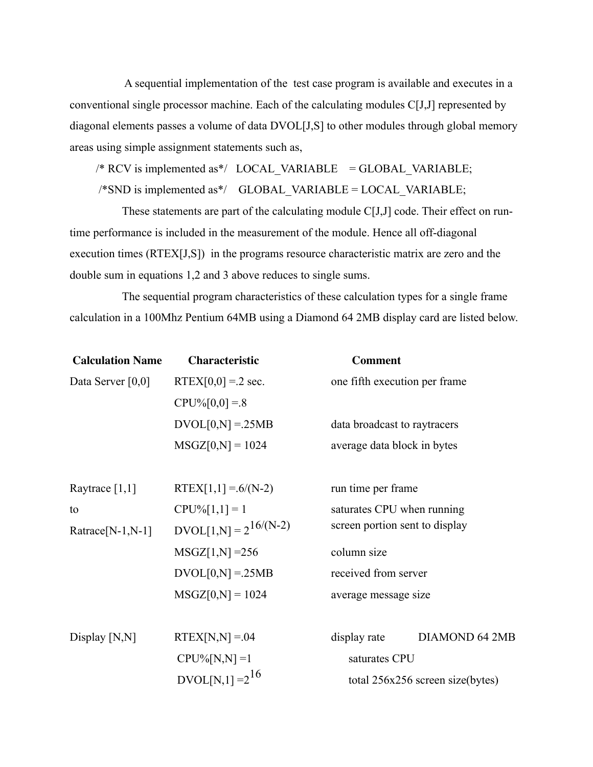A sequential implementation of the test case program is available and executes in a conventional single processor machine. Each of the calculating modules C[J,J] represented by diagonal elements passes a volume of data DVOL[J,S] to other modules through global memory areas using simple assignment statements such as,

```
/* RCV is implemented as*/   LOCAL_VARIABLE    = GLOBAL_VARIABLE;
/*SND is implemented as*/    GLOBAL_VARIABLE = LOCAL_VARIABLE;
```

These statements are part of the calculating module C[J,J] code. Their effect on run-time performance is included in the measurement of the module. Hence all off-diagonal execution times (RTEX[J,S]) in the programs resource characteristic matrix are zero and the double sum in equations 1,2 and 3 above reduces to single sums.

The sequential program characteristics of these calculation types for a single frame calculation in a 100Mhz Pentium 64MB using a Diamond 64 2MB display card are listed below.

| **Calculation Name** | **Characteristic** | **Comment** |
|---|---|---|
| Data Server [0,0] | RTEX[0,0] =.2 sec. | one fifth execution per frame |
| | CPU%[0,0] =.8 | |
| | DVOL[0,N] =.25MB | data broadcast to raytracers |
| | MSGZ[0,N] = 1024 | average data block in bytes |
| | | |
| Raytrace [1,1] | RTEX[1,1] =.6/(N-2) | run time per frame |
| to | CPU%[1,1] = 1 | saturates CPU when running |
| Ratrace[N-1,N-1] | DVOL[1,N] = $2^{16/(N-2)}$ | screen portion sent to display |
| | MSGZ[1,N] =256 | column size |
| | DVOL[0,N] =.25MB | received from server |
| | MSGZ[0,N] = 1024 | average message size |
| | | |
| Display [N,N] | RTEX[N,N] =.04 | display rate DIAMOND 64 2MB |
| | CPU%[N,N] =1 | saturates CPU |
| | DVOL[N,1] =$2^{16}$ | total 256x256 screen size(bytes) |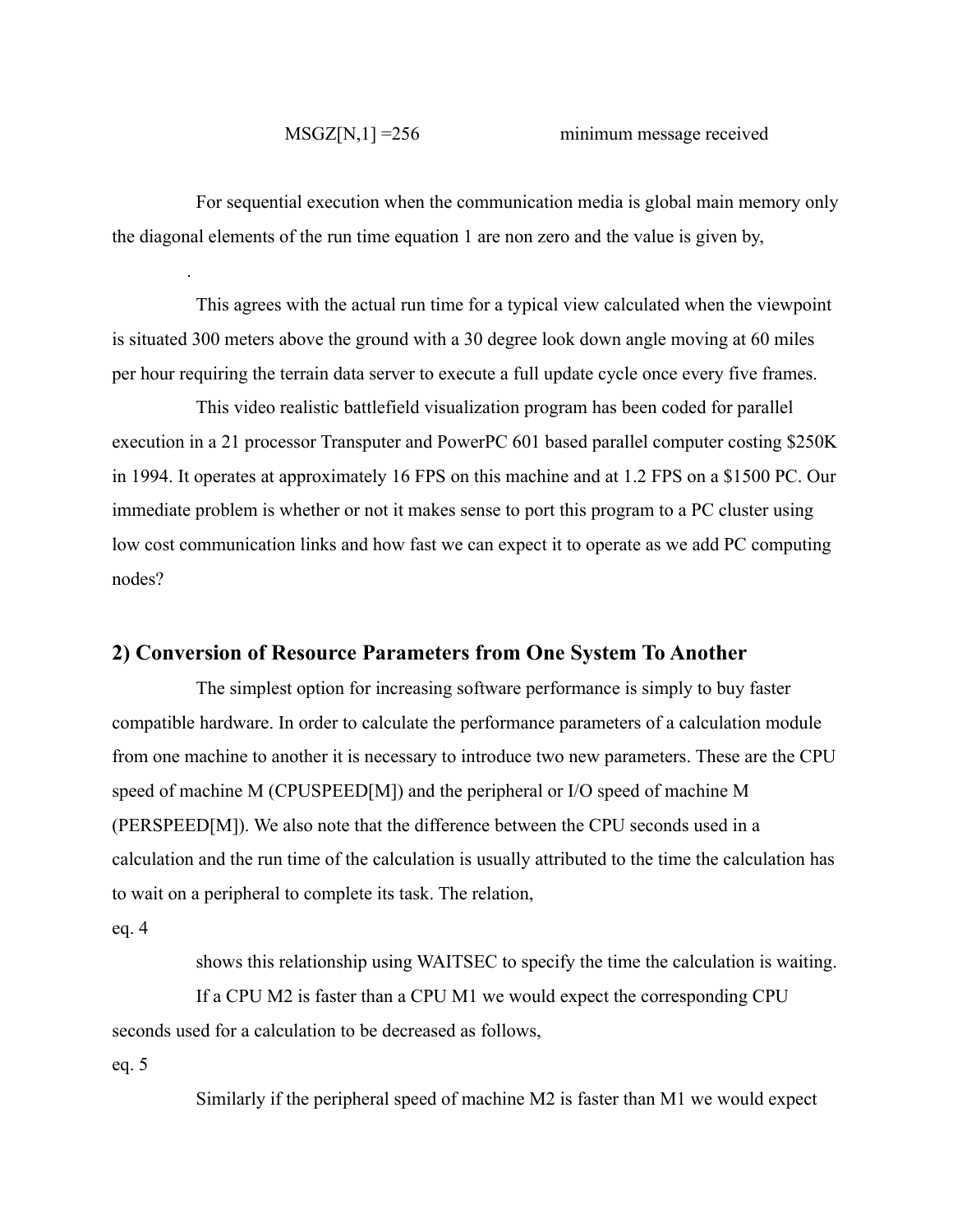MSGZ[N,1] =256 minimum message received

For sequential execution when the communication media is global main memory only the diagonal elements of the run time equation 1 are non zero and the value is given by,

.

This agrees with the actual run time for a typical view calculated when the viewpoint is situated 300 meters above the ground with a 30 degree look down angle moving at 60 miles per hour requiring the terrain data server to execute a full update cycle once every five frames.

This video realistic battlefield visualization program has been coded for parallel execution in a 21 processor Transputer and PowerPC 601 based parallel computer costing $250K in 1994. It operates at approximately 16 FPS on this machine and at 1.2 FPS on a $1500 PC. Our immediate problem is whether or not it makes sense to port this program to a PC cluster using low cost communication links and how fast we can expect it to operate as we add PC computing nodes?

## 2) Conversion of Resource Parameters from One System To Another

The simplest option for increasing software performance is simply to buy faster compatible hardware. In order to calculate the performance parameters of a calculation module from one machine to another it is necessary to introduce two new parameters. These are the CPU speed of machine M (CPUSPEED[M]) and the peripheral or I/O speed of machine M (PERSPEED[M]). We also note that the difference between the CPU seconds used in a calculation and the run time of the calculation is usually attributed to the time the calculation has to wait on a peripheral to complete its task. The relation,

eq. 4

shows this relationship using WAITSEC to specify the time the calculation is waiting.

If a CPU M2 is faster than a CPU M1 we would expect the corresponding CPU seconds used for a calculation to be decreased as follows,

eq. 5

Similarly if the peripheral speed of machine M2 is faster than M1 we would expect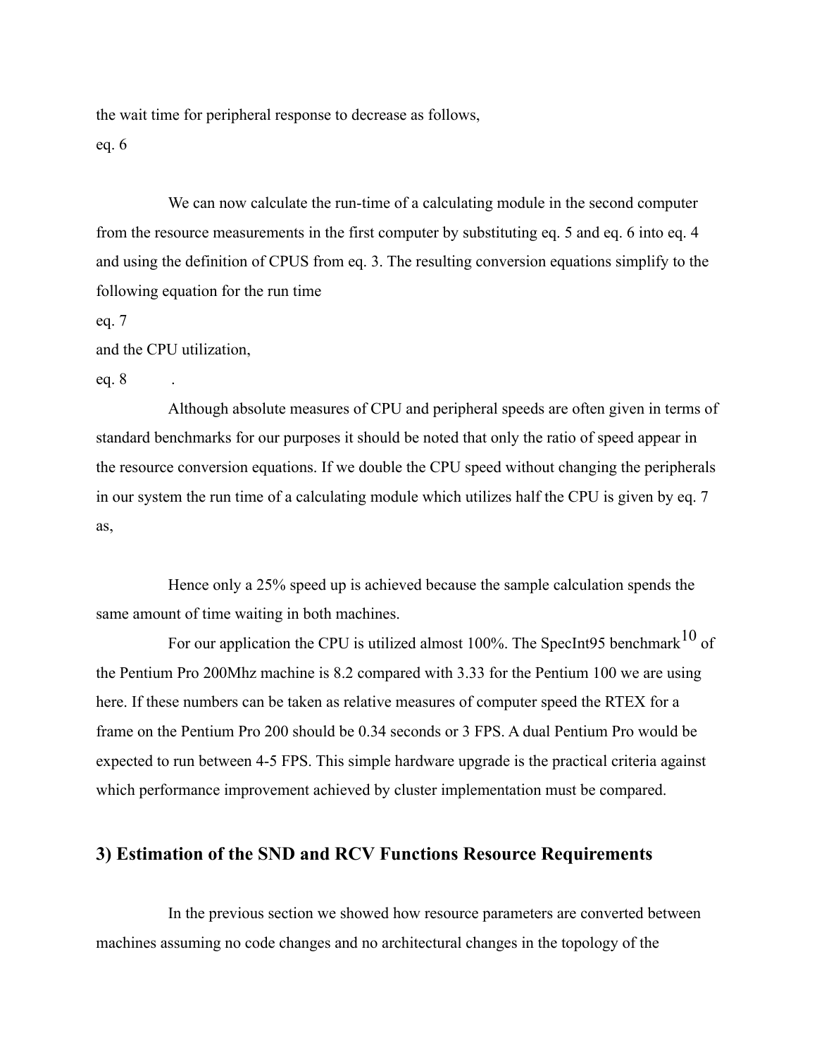the wait time for peripheral response to decrease as follows,

eq. 6

We can now calculate the run-time of a calculating module in the second computer from the resource measurements in the first computer by substituting eq. 5 and eq. 6 into eq. 4 and using the definition of CPUS from eq. 3. The resulting conversion equations simplify to the following equation for the run time

eq. 7

and the CPU utilization,

eq. 8 .

Although absolute measures of CPU and peripheral speeds are often given in terms of standard benchmarks for our purposes it should be noted that only the ratio of speed appear in the resource conversion equations. If we double the CPU speed without changing the peripherals in our system the run time of a calculating module which utilizes half the CPU is given by eq. 7 as,

Hence only a 25% speed up is achieved because the sample calculation spends the same amount of time waiting in both machines.

For our application the CPU is utilized almost 100%. The SpecInt95 benchmark[10] of the Pentium Pro 200Mhz machine is 8.2 compared with 3.33 for the Pentium 100 we are using here. If these numbers can be taken as relative measures of computer speed the RTEX for a frame on the Pentium Pro 200 should be 0.34 seconds or 3 FPS. A dual Pentium Pro would be expected to run between 4-5 FPS. This simple hardware upgrade is the practical criteria against which performance improvement achieved by cluster implementation must be compared.

## 3) Estimation of the SND and RCV Functions Resource Requirements

In the previous section we showed how resource parameters are converted between machines assuming no code changes and no architectural changes in the topology of the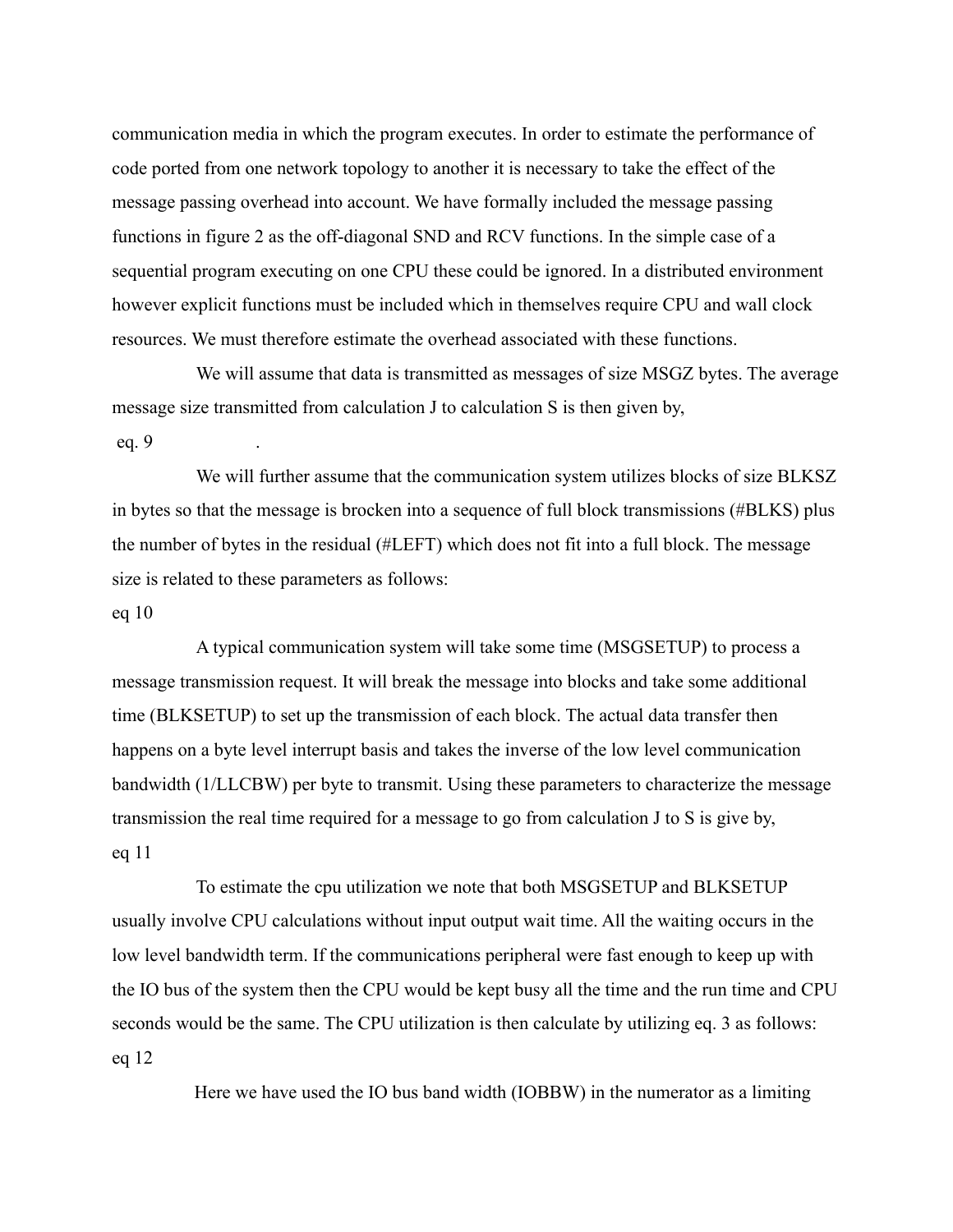communication media in which the program executes. In order to estimate the performance of code ported from one network topology to another it is necessary to take the effect of the message passing overhead into account. We have formally included the message passing functions in figure 2 as the off-diagonal SND and RCV functions. In the simple case of a sequential program executing on one CPU these could be ignored. In a distributed environment however explicit functions must be included which in themselves require CPU and wall clock resources. We must therefore estimate the overhead associated with these functions.

We will assume that data is transmitted as messages of size MSGZ bytes. The average message size transmitted from calculation J to calculation S is then given by,

eq. 9 .

We will further assume that the communication system utilizes blocks of size BLKSZ in bytes so that the message is brocken into a sequence of full block transmissions (#BLKS) plus the number of bytes in the residual (#LEFT) which does not fit into a full block. The message size is related to these parameters as follows:

eq 10

A typical communication system will take some time (MSGSETUP) to process a message transmission request. It will break the message into blocks and take some additional time (BLKSETUP) to set up the transmission of each block. The actual data transfer then happens on a byte level interrupt basis and takes the inverse of the low level communication bandwidth (1/LLCBW) per byte to transmit. Using these parameters to characterize the message transmission the real time required for a message to go from calculation J to S is give by,

eq 11

To estimate the cpu utilization we note that both MSGSETUP and BLKSETUP usually involve CPU calculations without input output wait time. All the waiting occurs in the low level bandwidth term. If the communications peripheral were fast enough to keep up with the IO bus of the system then the CPU would be kept busy all the time and the run time and CPU seconds would be the same. The CPU utilization is then calculate by utilizing eq. 3 as follows:

eq 12

Here we have used the IO bus band width (IOBBW) in the numerator as a limiting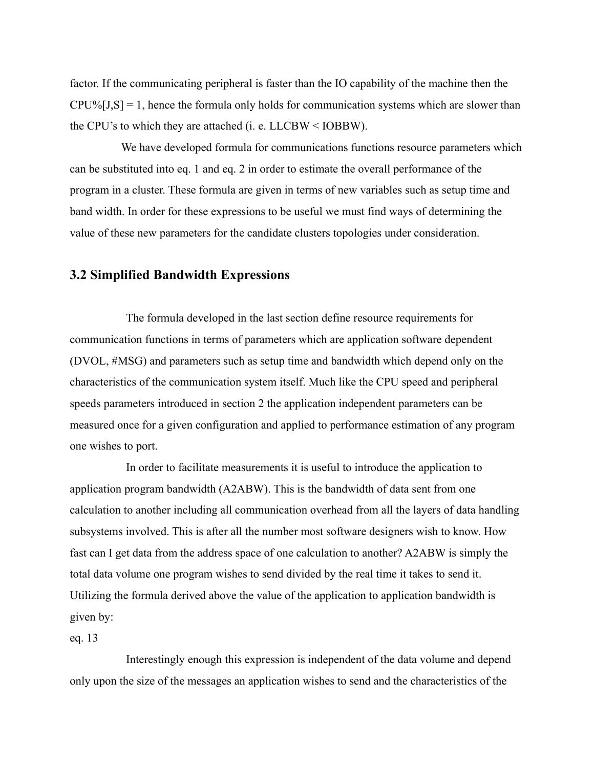factor. If the communicating peripheral is faster than the IO capability of the machine then the CPU%[J,S] = 1, hence the formula only holds for communication systems which are slower than the CPU's to which they are attached (i. e. LLCBW < IOBBW).

We have developed formula for communications functions resource parameters which can be substituted into eq. 1 and eq. 2 in order to estimate the overall performance of the program in a cluster. These formula are given in terms of new variables such as setup time and band width. In order for these expressions to be useful we must find ways of determining the value of these new parameters for the candidate clusters topologies under consideration.

## 3.2 Simplified Bandwidth Expressions

The formula developed in the last section define resource requirements for communication functions in terms of parameters which are application software dependent (DVOL, #MSG) and parameters such as setup time and bandwidth which depend only on the characteristics of the communication system itself. Much like the CPU speed and peripheral speeds parameters introduced in section 2 the application independent parameters can be measured once for a given configuration and applied to performance estimation of any program one wishes to port.

In order to facilitate measurements it is useful to introduce the application to application program bandwidth (A2ABW). This is the bandwidth of data sent from one calculation to another including all communication overhead from all the layers of data handling subsystems involved. This is after all the number most software designers wish to know. How fast can I get data from the address space of one calculation to another? A2ABW is simply the total data volume one program wishes to send divided by the real time it takes to send it. Utilizing the formula derived above the value of the application to application bandwidth is given by:

eq. 13

Interestingly enough this expression is independent of the data volume and depend only upon the size of the messages an application wishes to send and the characteristics of the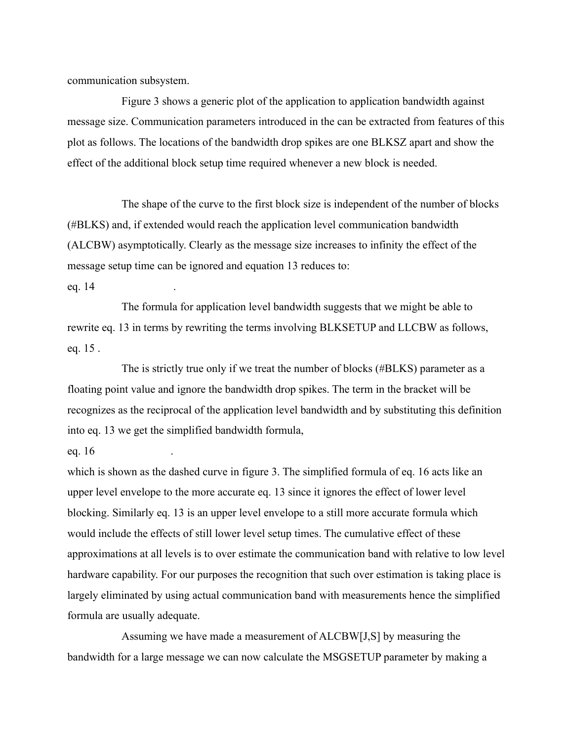communication subsystem.

Figure 3 shows a generic plot of the application to application bandwidth against message size. Communication parameters introduced in the can be extracted from features of this plot as follows. The locations of the bandwidth drop spikes are one BLKSZ apart and show the effect of the additional block setup time required whenever a new block is needed.

The shape of the curve to the first block size is independent of the number of blocks (#BLKS) and, if extended would reach the application level communication bandwidth (ALCBW) asymptotically. Clearly as the message size increases to infinity the effect of the message setup time can be ignored and equation 13 reduces to:

eq. 14 .

The formula for application level bandwidth suggests that we might be able to rewrite eq. 13 in terms by rewriting the terms involving BLKSETUP and LLCBW as follows,

eq. 15 .

The is strictly true only if we treat the number of blocks (#BLKS) parameter as a floating point value and ignore the bandwidth drop spikes. The term in the bracket will be recognizes as the reciprocal of the application level bandwidth and by substituting this definition into eq. 13 we get the simplified bandwidth formula,

eq. 16 .

which is shown as the dashed curve in figure 3. The simplified formula of eq. 16 acts like an upper level envelope to the more accurate eq. 13 since it ignores the effect of lower level blocking. Similarly eq. 13 is an upper level envelope to a still more accurate formula which would include the effects of still lower level setup times. The cumulative effect of these approximations at all levels is to over estimate the communication band with relative to low level hardware capability. For our purposes the recognition that such over estimation is taking place is largely eliminated by using actual communication band with measurements hence the simplified formula are usually adequate.

Assuming we have made a measurement of ALCBW[J,S] by measuring the bandwidth for a large message we can now calculate the MSGSETUP parameter by making a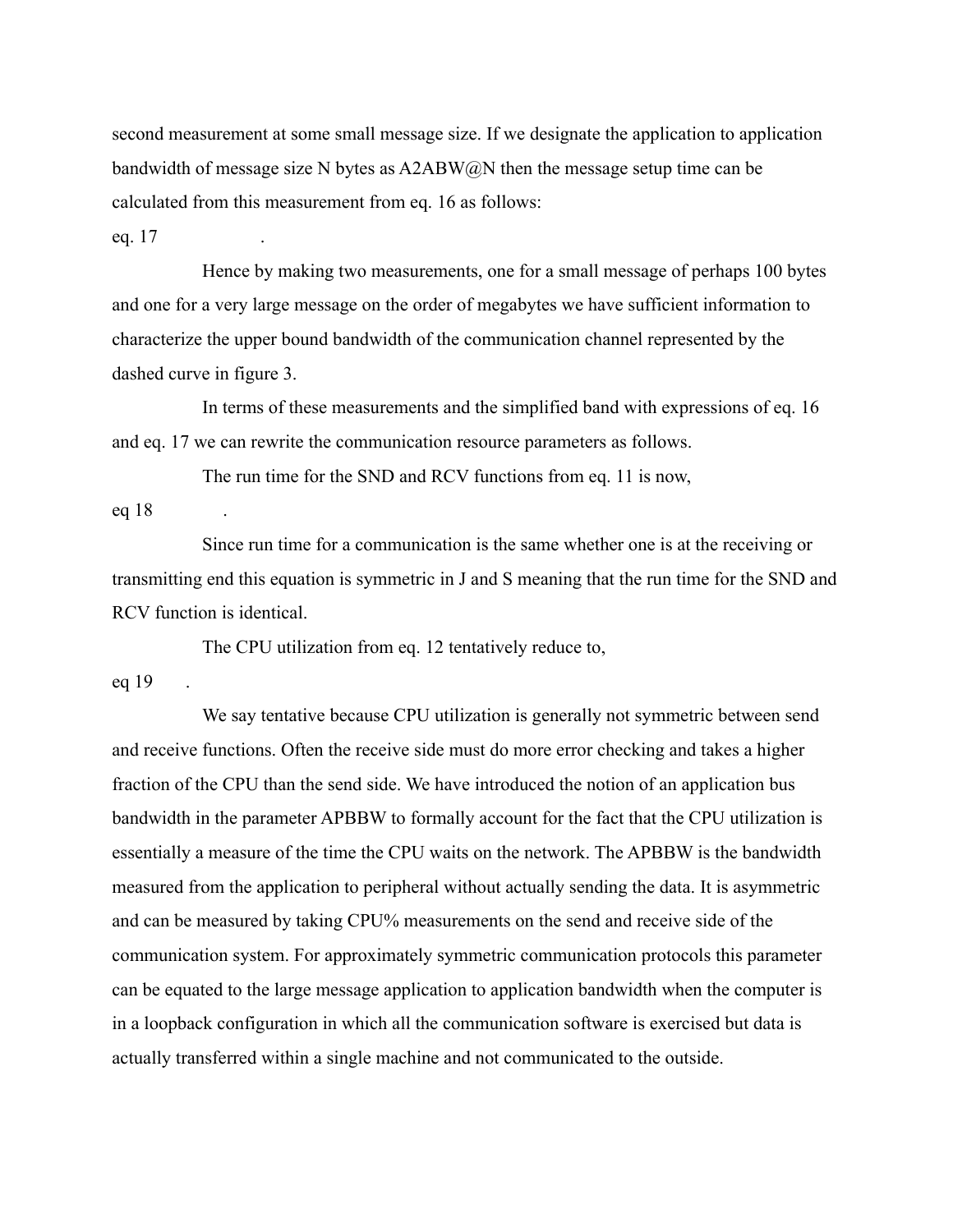second measurement at some small message size. If we designate the application to application bandwidth of message size N bytes as A2ABW@N then the message setup time can be calculated from this measurement from eq. 16 as follows:

eq. 17 .

Hence by making two measurements, one for a small message of perhaps 100 bytes and one for a very large message on the order of megabytes we have sufficient information to characterize the upper bound bandwidth of the communication channel represented by the dashed curve in figure 3.

In terms of these measurements and the simplified band with expressions of eq. 16 and eq. 17 we can rewrite the communication resource parameters as follows.

The run time for the SND and RCV functions from eq. 11 is now,

eq 18 .

Since run time for a communication is the same whether one is at the receiving or transmitting end this equation is symmetric in J and S meaning that the run time for the SND and RCV function is identical.

The CPU utilization from eq. 12 tentatively reduce to,

eq 19 .

We say tentative because CPU utilization is generally not symmetric between send and receive functions. Often the receive side must do more error checking and takes a higher fraction of the CPU than the send side. We have introduced the notion of an application bus bandwidth in the parameter APBBW to formally account for the fact that the CPU utilization is essentially a measure of the time the CPU waits on the network. The APBBW is the bandwidth measured from the application to peripheral without actually sending the data. It is asymmetric and can be measured by taking CPU% measurements on the send and receive side of the communication system. For approximately symmetric communication protocols this parameter can be equated to the large message application to application bandwidth when the computer is in a loopback configuration in which all the communication software is exercised but data is actually transferred within a single machine and not communicated to the outside.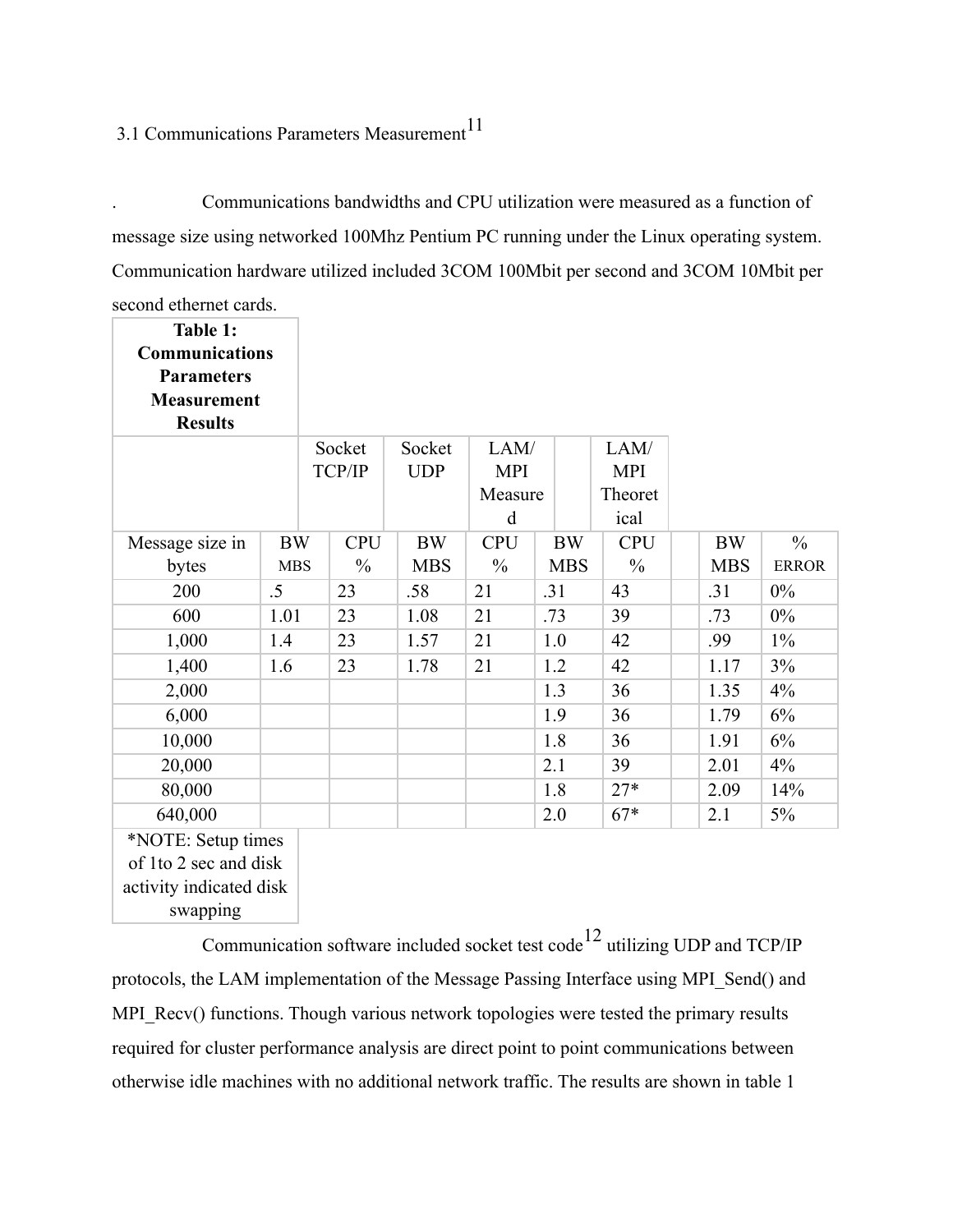3.1 Communications Parameters Measurement[11]

. Communications bandwidths and CPU utilization were measured as a function of message size using networked 100Mhz Pentium PC running under the Linux operating system. Communication hardware utilized included 3COM 100Mbit per second and 3COM 10Mbit per second ethernet cards.

**Table 1: Communications Parameters Measurement Results**

| | Socket TCP/IP | | Socket UDP | | LAM/ MPI Measured | | | LAM/ MPI Theoretical | |
|---|---|---|---|---|---|---|---|---|---|
| Message size in bytes | BW MBS | CPU % | BW MBS | CPU % | BW MBS | CPU % | | BW MBS | % ERROR |
| 200 | .5 | 23 | .58 | 21 | .31 | 43 | | .31 | 0% |
| 600 | 1.01 | 23 | 1.08 | 21 | .73 | 39 | | .73 | 0% |
| 1,000 | 1.4 | 23 | 1.57 | 21 | 1.0 | 42 | | .99 | 1% |
| 1,400 | 1.6 | 23 | 1.78 | 21 | 1.2 | 42 | | 1.17 | 3% |
| 2,000 | | | | | 1.3 | 36 | | 1.35 | 4% |
| 6,000 | | | | | 1.9 | 36 | | 1.79 | 6% |
| 10,000 | | | | | 1.8 | 36 | | 1.91 | 6% |
| 20,000 | | | | | 2.1 | 39 | | 2.01 | 4% |
| 80,000 | | | | | 1.8 | 27* | | 2.09 | 14% |
| 640,000 | | | | | 2.0 | 67* | | 2.1 | 5% |

*NOTE: Setup times of 1to 2 sec and disk activity indicated disk swapping

Communication software included socket test code[12] utilizing UDP and TCP/IP protocols, the LAM implementation of the Message Passing Interface using MPI_Send() and MPI_Recv() functions. Though various network topologies were tested the primary results required for cluster performance analysis are direct point to point communications between otherwise idle machines with no additional network traffic. The results are shown in table 1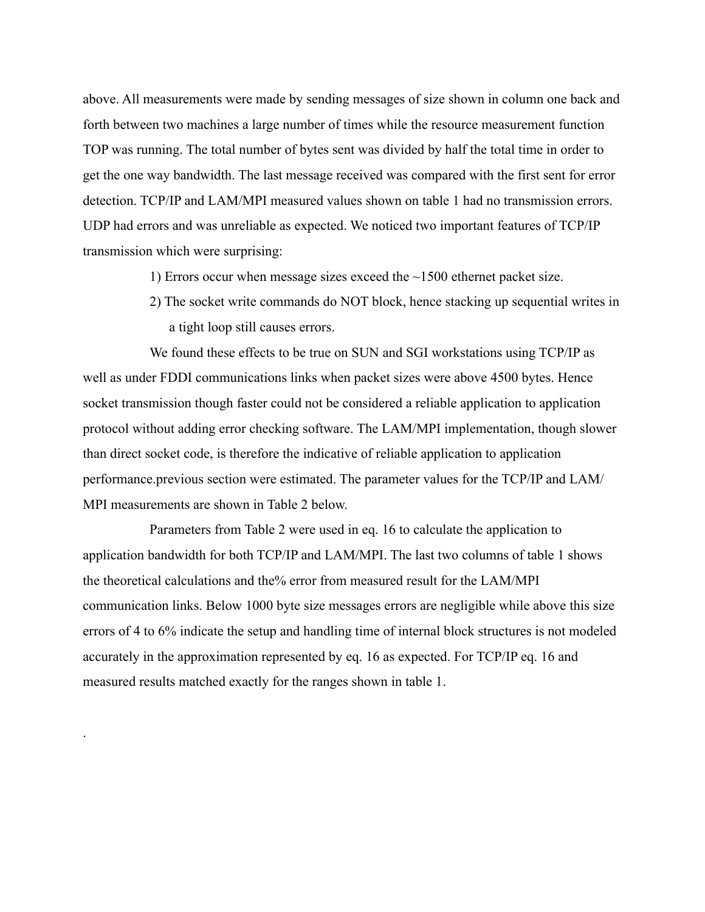above. All measurements were made by sending messages of size shown in column one back and forth between two machines a large number of times while the resource measurement function TOP was running. The total number of bytes sent was divided by half the total time in order to get the one way bandwidth. The last message received was compared with the first sent for error detection. TCP/IP and LAM/MPI measured values shown on table 1 had no transmission errors. UDP had errors and was unreliable as expected. We noticed two important features of TCP/IP transmission which were surprising:

1) Errors occur when message sizes exceed the ~1500 ethernet packet size.
2) The socket write commands do NOT block, hence stacking up sequential writes in a tight loop still causes errors.

We found these effects to be true on SUN and SGI workstations using TCP/IP as well as under FDDI communications links when packet sizes were above 4500 bytes. Hence socket transmission though faster could not be considered a reliable application to application protocol without adding error checking software. The LAM/MPI implementation, though slower than direct socket code, is therefore the indicative of reliable application to application performance.previous section were estimated. The parameter values for the TCP/IP and LAM/MPI measurements are shown in Table 2 below.

Parameters from Table 2 were used in eq. 16 to calculate the application to application bandwidth for both TCP/IP and LAM/MPI. The last two columns of table 1 shows the theoretical calculations and the% error from measured result for the LAM/MPI communication links. Below 1000 byte size messages errors are negligible while above this size errors of 4 to 6% indicate the setup and handling time of internal block structures is not modeled accurately in the approximation represented by eq. 16 as expected. For TCP/IP eq. 16 and measured results matched exactly for the ranges shown in table 1.

.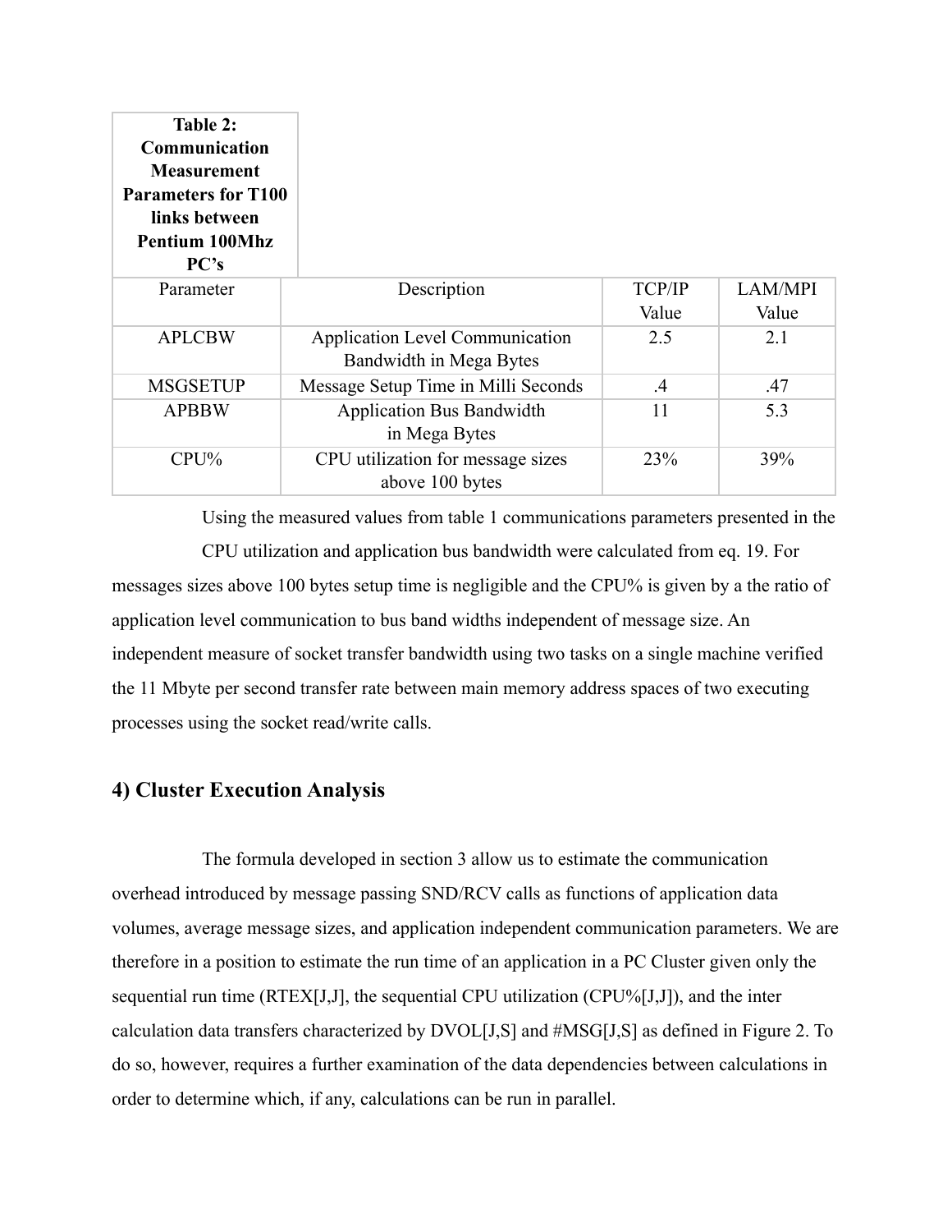**Table 2: Communication Measurement Parameters for T100 links between Pentium 100Mhz PC's**

| Parameter | Description | TCP/IP Value | LAM/MPI Value |
|---|---|---|---|
| APLCBW | Application Level Communication Bandwidth in Mega Bytes | 2.5 | 2.1 |
| MSGSETUP | Message Setup Time in Milli Seconds | .4 | .47 |
| APBBW | Application Bus Bandwidth in Mega Bytes | 11 | 5.3 |
| CPU% | CPU utilization for message sizes above 100 bytes | 23% | 39% |

Using the measured values from table 1 communications parameters presented in the CPU utilization and application bus bandwidth were calculated from eq. 19. For messages sizes above 100 bytes setup time is negligible and the CPU% is given by a the ratio of application level communication to bus band widths independent of message size. An independent measure of socket transfer bandwidth using two tasks on a single machine verified the 11 Mbyte per second transfer rate between main memory address spaces of two executing processes using the socket read/write calls.

## 4) Cluster Execution Analysis

The formula developed in section 3 allow us to estimate the communication overhead introduced by message passing SND/RCV calls as functions of application data volumes, average message sizes, and application independent communication parameters. We are therefore in a position to estimate the run time of an application in a PC Cluster given only the sequential run time (RTEX[J,J], the sequential CPU utilization (CPU%[J,J]), and the inter calculation data transfers characterized by DVOL[J,S] and #MSG[J,S] as defined in Figure 2. To do so, however, requires a further examination of the data dependencies between calculations in order to determine which, if any, calculations can be run in parallel.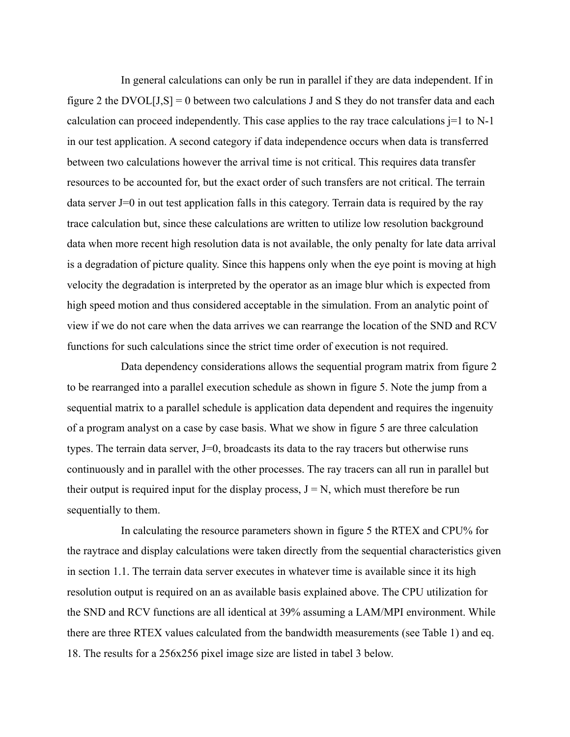In general calculations can only be run in parallel if they are data independent. If in figure 2 the DVOL[J,S] = 0 between two calculations J and S they do not transfer data and each calculation can proceed independently. This case applies to the ray trace calculations j=1 to N-1 in our test application. A second category if data independence occurs when data is transferred between two calculations however the arrival time is not critical. This requires data transfer resources to be accounted for, but the exact order of such transfers are not critical. The terrain data server J=0 in out test application falls in this category. Terrain data is required by the ray trace calculation but, since these calculations are written to utilize low resolution background data when more recent high resolution data is not available, the only penalty for late data arrival is a degradation of picture quality. Since this happens only when the eye point is moving at high velocity the degradation is interpreted by the operator as an image blur which is expected from high speed motion and thus considered acceptable in the simulation. From an analytic point of view if we do not care when the data arrives we can rearrange the location of the SND and RCV functions for such calculations since the strict time order of execution is not required.

Data dependency considerations allows the sequential program matrix from figure 2 to be rearranged into a parallel execution schedule as shown in figure 5. Note the jump from a sequential matrix to a parallel schedule is application data dependent and requires the ingenuity of a program analyst on a case by case basis. What we show in figure 5 are three calculation types. The terrain data server, J=0, broadcasts its data to the ray tracers but otherwise runs continuously and in parallel with the other processes. The ray tracers can all run in parallel but their output is required input for the display process, J = N, which must therefore be run sequentially to them.

In calculating the resource parameters shown in figure 5 the RTEX and CPU% for the raytrace and display calculations were taken directly from the sequential characteristics given in section 1.1. The terrain data server executes in whatever time is available since it its high resolution output is required on an as available basis explained above. The CPU utilization for the SND and RCV functions are all identical at 39% assuming a LAM/MPI environment. While there are three RTEX values calculated from the bandwidth measurements (see Table 1) and eq. 18. The results for a 256x256 pixel image size are listed in tabel 3 below.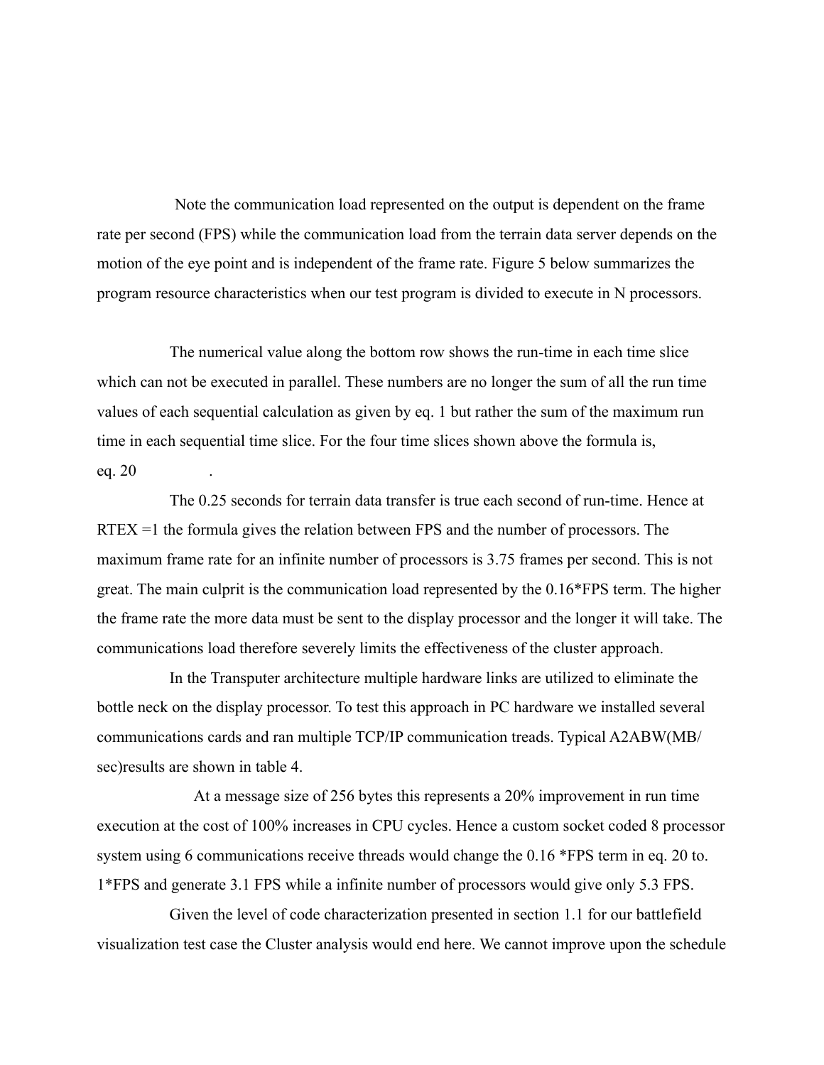Note the communication load represented on the output is dependent on the frame rate per second (FPS) while the communication load from the terrain data server depends on the motion of the eye point and is independent of the frame rate. Figure 5 below summarizes the program resource characteristics when our test program is divided to execute in N processors.

The numerical value along the bottom row shows the run-time in each time slice which can not be executed in parallel. These numbers are no longer the sum of all the run time values of each sequential calculation as given by eq. 1 but rather the sum of the maximum run time in each sequential time slice. For the four time slices shown above the formula is,

eq. 20 .

The 0.25 seconds for terrain data transfer is true each second of run-time. Hence at RTEX =1 the formula gives the relation between FPS and the number of processors. The maximum frame rate for an infinite number of processors is 3.75 frames per second. This is not great. The main culprit is the communication load represented by the 0.16*FPS term. The higher the frame rate the more data must be sent to the display processor and the longer it will take. The communications load therefore severely limits the effectiveness of the cluster approach.

In the Transputer architecture multiple hardware links are utilized to eliminate the bottle neck on the display processor. To test this approach in PC hardware we installed several communications cards and ran multiple TCP/IP communication treads. Typical A2ABW(MB/sec)results are shown in table 4.

At a message size of 256 bytes this represents a 20% improvement in run time execution at the cost of 100% increases in CPU cycles. Hence a custom socket coded 8 processor system using 6 communications receive threads would change the 0.16 *FPS term in eq. 20 to. 1*FPS and generate 3.1 FPS while a infinite number of processors would give only 5.3 FPS.

Given the level of code characterization presented in section 1.1 for our battlefield visualization test case the Cluster analysis would end here. We cannot improve upon the schedule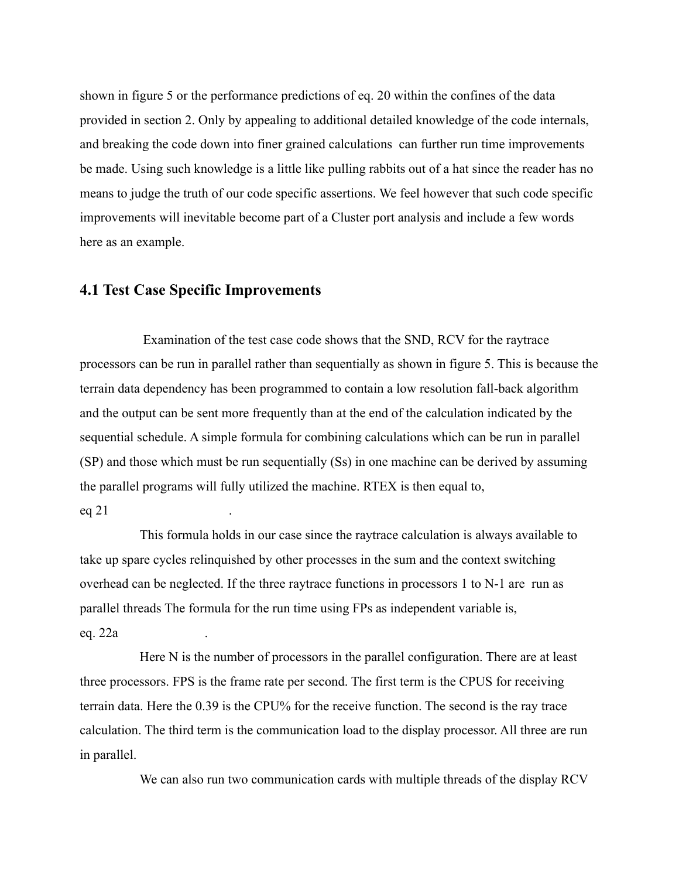shown in figure 5 or the performance predictions of eq. 20 within the confines of the data provided in section 2. Only by appealing to additional detailed knowledge of the code internals, and breaking the code down into finer grained calculations can further run time improvements be made. Using such knowledge is a little like pulling rabbits out of a hat since the reader has no means to judge the truth of our code specific assertions. We feel however that such code specific improvements will inevitable become part of a Cluster port analysis and include a few words here as an example.

## 4.1 Test Case Specific Improvements

Examination of the test case code shows that the SND, RCV for the raytrace processors can be run in parallel rather than sequentially as shown in figure 5. This is because the terrain data dependency has been programmed to contain a low resolution fall-back algorithm and the output can be sent more frequently than at the end of the calculation indicated by the sequential schedule. A simple formula for combining calculations which can be run in parallel (SP) and those which must be run sequentially (Ss) in one machine can be derived by assuming the parallel programs will fully utilized the machine. RTEX is then equal to,

eq 21 .

This formula holds in our case since the raytrace calculation is always available to take up spare cycles relinquished by other processes in the sum and the context switching overhead can be neglected. If the three raytrace functions in processors 1 to N-1 are run as parallel threads The formula for the run time using FPs as independent variable is,

eq. 22a .

Here N is the number of processors in the parallel configuration. There are at least three processors. FPS is the frame rate per second. The first term is the CPUS for receiving terrain data. Here the 0.39 is the CPU% for the receive function. The second is the ray trace calculation. The third term is the communication load to the display processor. All three are run in parallel.

We can also run two communication cards with multiple threads of the display RCV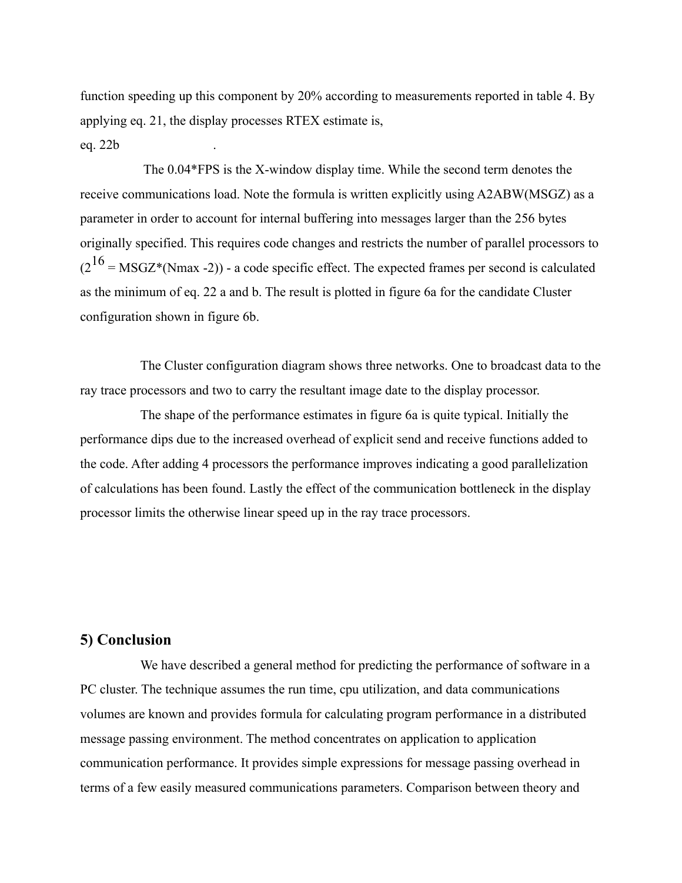function speeding up this component by 20% according to measurements reported in table 4. By applying eq. 21, the display processes RTEX estimate is,

eq. 22b .

The 0.04*FPS is the X-window display time. While the second term denotes the receive communications load. Note the formula is written explicitly using A2ABW(MSGZ) as a parameter in order to account for internal buffering into messages larger than the 256 bytes originally specified. This requires code changes and restricts the number of parallel processors to ($2^{16}$ = MSGZ*(Nmax -2)) - a code specific effect. The expected frames per second is calculated as the minimum of eq. 22 a and b. The result is plotted in figure 6a for the candidate Cluster configuration shown in figure 6b.

The Cluster configuration diagram shows three networks. One to broadcast data to the ray trace processors and two to carry the resultant image date to the display processor.

The shape of the performance estimates in figure 6a is quite typical. Initially the performance dips due to the increased overhead of explicit send and receive functions added to the code. After adding 4 processors the performance improves indicating a good parallelization of calculations has been found. Lastly the effect of the communication bottleneck in the display processor limits the otherwise linear speed up in the ray trace processors.

## 5) Conclusion

We have described a general method for predicting the performance of software in a PC cluster. The technique assumes the run time, cpu utilization, and data communications volumes are known and provides formula for calculating program performance in a distributed message passing environment. The method concentrates on application to application communication performance. It provides simple expressions for message passing overhead in terms of a few easily measured communications parameters. Comparison between theory and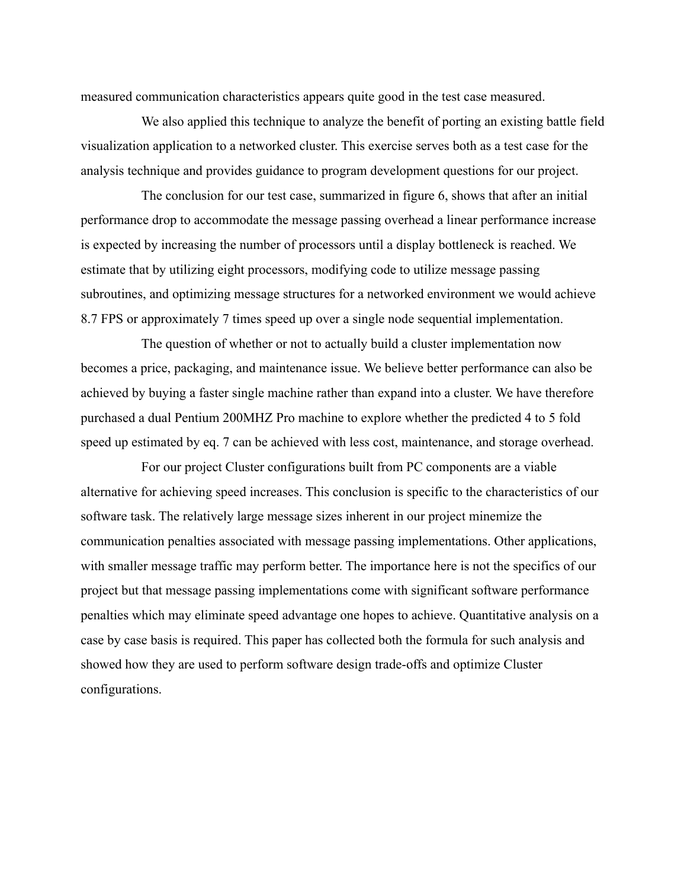measured communication characteristics appears quite good in the test case measured.

We also applied this technique to analyze the benefit of porting an existing battle field visualization application to a networked cluster. This exercise serves both as a test case for the analysis technique and provides guidance to program development questions for our project.

The conclusion for our test case, summarized in figure 6, shows that after an initial performance drop to accommodate the message passing overhead a linear performance increase is expected by increasing the number of processors until a display bottleneck is reached. We estimate that by utilizing eight processors, modifying code to utilize message passing subroutines, and optimizing message structures for a networked environment we would achieve 8.7 FPS or approximately 7 times speed up over a single node sequential implementation.

The question of whether or not to actually build a cluster implementation now becomes a price, packaging, and maintenance issue. We believe better performance can also be achieved by buying a faster single machine rather than expand into a cluster. We have therefore purchased a dual Pentium 200MHZ Pro machine to explore whether the predicted 4 to 5 fold speed up estimated by eq. 7 can be achieved with less cost, maintenance, and storage overhead.

For our project Cluster configurations built from PC components are a viable alternative for achieving speed increases. This conclusion is specific to the characteristics of our software task. The relatively large message sizes inherent in our project minemize the communication penalties associated with message passing implementations. Other applications, with smaller message traffic may perform better. The importance here is not the specifics of our project but that message passing implementations come with significant software performance penalties which may eliminate speed advantage one hopes to achieve. Quantitative analysis on a case by case basis is required. This paper has collected both the formula for such analysis and showed how they are used to perform software design trade-offs and optimize Cluster configurations.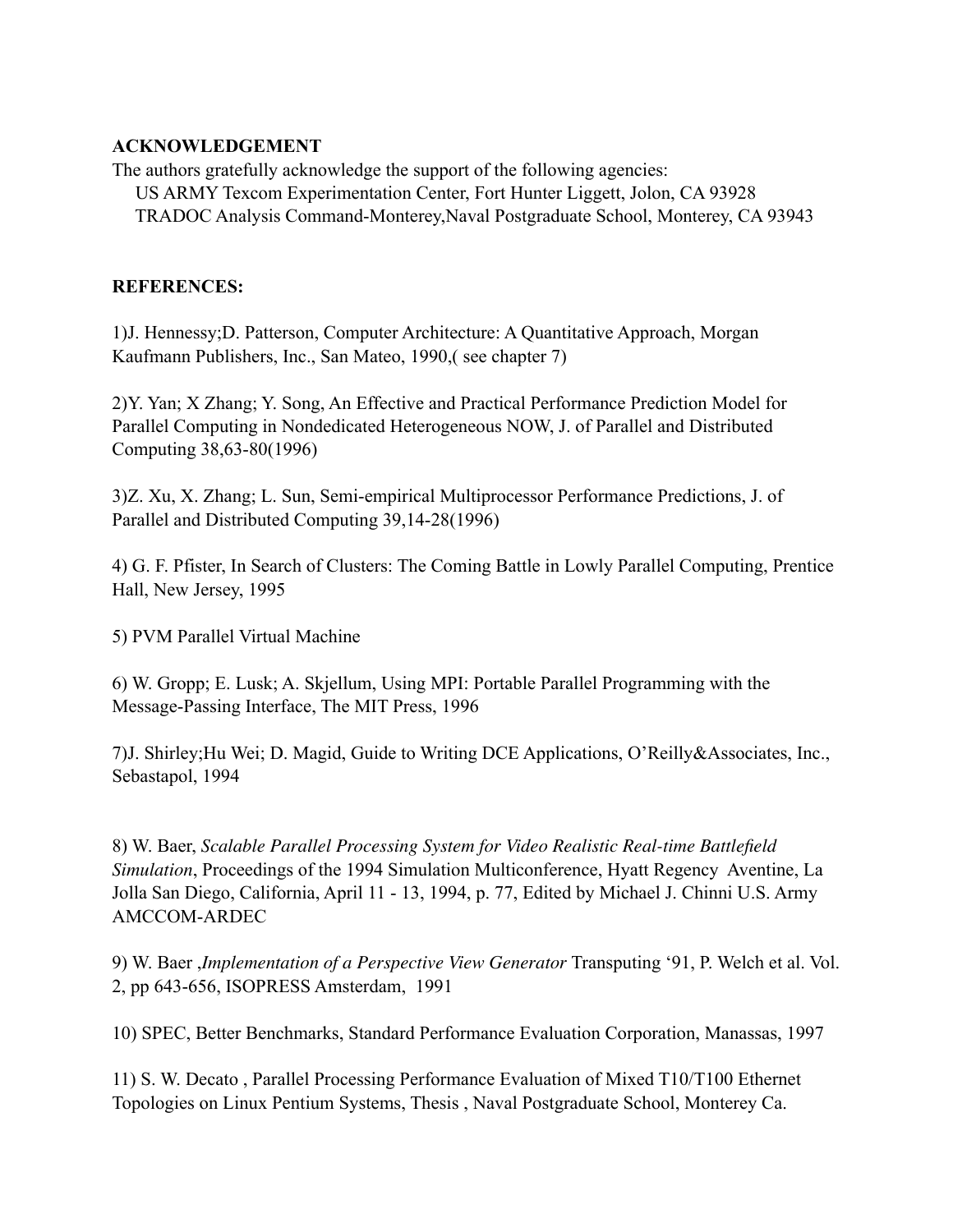**ACKNOWLEDGEMENT**

The authors gratefully acknowledge the support of the following agencies:

US ARMY Texcom Experimentation Center, Fort Hunter Liggett, Jolon, CA 93928
TRADOC Analysis Command-Monterey,Naval Postgraduate School, Monterey, CA 93943

**REFERENCES:**

1)J. Hennessy;D. Patterson, Computer Architecture: A Quantitative Approach, Morgan Kaufmann Publishers, Inc., San Mateo, 1990,( see chapter 7)

2)Y. Yan; X Zhang; Y. Song, An Effective and Practical Performance Prediction Model for Parallel Computing in Nondedicated Heterogeneous NOW, J. of Parallel and Distributed Computing 38,63-80(1996)

3)Z. Xu, X. Zhang; L. Sun, Semi-empirical Multiprocessor Performance Predictions, J. of Parallel and Distributed Computing 39,14-28(1996)

4) G. F. Pfister, In Search of Clusters: The Coming Battle in Lowly Parallel Computing, Prentice Hall, New Jersey, 1995

5) PVM Parallel Virtual Machine

6) W. Gropp; E. Lusk; A. Skjellum, Using MPI: Portable Parallel Programming with the Message-Passing Interface, The MIT Press, 1996

7)J. Shirley;Hu Wei; D. Magid, Guide to Writing DCE Applications, O'Reilly&Associates, Inc., Sebastapol, 1994

8) W. Baer, *Scalable Parallel Processing System for Video Realistic Real-time Battlefield Simulation*, Proceedings of the 1994 Simulation Multiconference, Hyatt Regency Aventine, La Jolla San Diego, California, April 11 - 13, 1994, p. 77, Edited by Michael J. Chinni U.S. Army AMCCOM-ARDEC

9) W. Baer ,*Implementation of a Perspective View Generator* Transputing '91, P. Welch et al. Vol. 2, pp 643-656, ISOPRESS Amsterdam, 1991

10) SPEC, Better Benchmarks, Standard Performance Evaluation Corporation, Manassas, 1997

11) S. W. Decato , Parallel Processing Performance Evaluation of Mixed T10/T100 Ethernet Topologies on Linux Pentium Systems, Thesis , Naval Postgraduate School, Monterey Ca.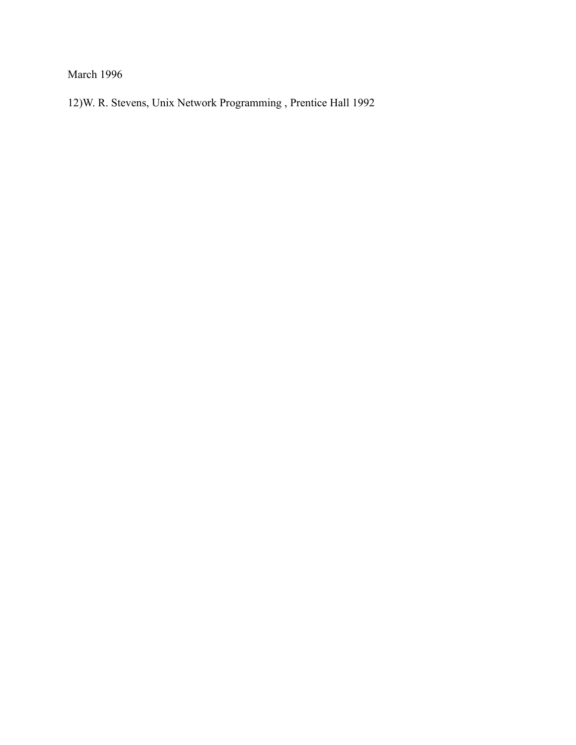March 1996

12)W. R. Stevens, Unix Network Programming , Prentice Hall 1992